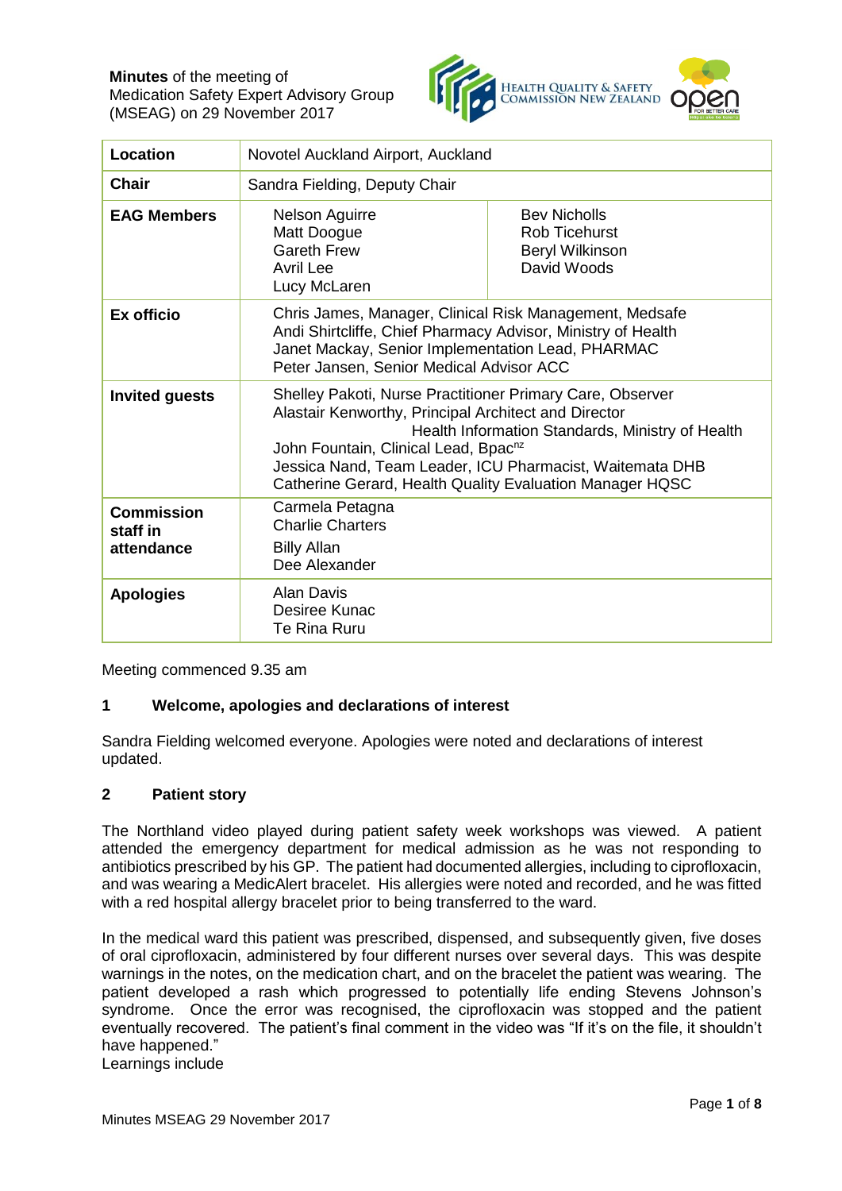**Minutes** of the meeting of
Medication Safety Expert Advisory Group
(MSEAG) on 29 November 2017

| Location | Novotel Auckland Airport, Auckland | |
|---|---|---|
| **Chair** | Sandra Fielding, Deputy Chair | |
| **EAG Members** | Nelson Aguirre<br>Matt Doogue<br>Gareth Frew<br>Avril Lee<br>Lucy McLaren | Bev Nicholls<br>Rob Ticehurst<br>Beryl Wilkinson<br>David Woods |
| **Ex officio** | Chris James, Manager, Clinical Risk Management, Medsafe<br>Andi Shirtcliffe, Chief Pharmacy Advisor, Ministry of Health<br>Janet Mackay, Senior Implementation Lead, PHARMAC<br>Peter Jansen, Senior Medical Advisor ACC | |
| **Invited guests** | Shelley Pakoti, Nurse Practitioner Primary Care, Observer<br>Alastair Kenworthy, Principal Architect and Director Health Information Standards, Ministry of Health<br>John Fountain, Clinical Lead, Bpac[nz]<br>Jessica Nand, Team Leader, ICU Pharmacist, Waitemata DHB<br>Catherine Gerard, Health Quality Evaluation Manager HQSC | |
| **Commission staff in attendance** | Carmela Petagna<br>Charlie Charters<br>Billy Allan<br>Dee Alexander | |
| **Apologies** | Alan Davis<br>Desiree Kunac<br>Te Rina Ruru | |

Meeting commenced 9.35 am

## 1 Welcome, apologies and declarations of interest

Sandra Fielding welcomed everyone. Apologies were noted and declarations of interest updated.

## 2 Patient story

The Northland video played during patient safety week workshops was viewed. A patient attended the emergency department for medical admission as he was not responding to antibiotics prescribed by his GP. The patient had documented allergies, including to ciprofloxacin, and was wearing a MedicAlert bracelet. His allergies were noted and recorded, and he was fitted with a red hospital allergy bracelet prior to being transferred to the ward.

In the medical ward this patient was prescribed, dispensed, and subsequently given, five doses of oral ciprofloxacin, administered by four different nurses over several days. This was despite warnings in the notes, on the medication chart, and on the bracelet the patient was wearing. The patient developed a rash which progressed to potentially life ending Stevens Johnson's syndrome. Once the error was recognised, the ciprofloxacin was stopped and the patient eventually recovered. The patient's final comment in the video was "If it's on the file, it shouldn't have happened."

Learnings include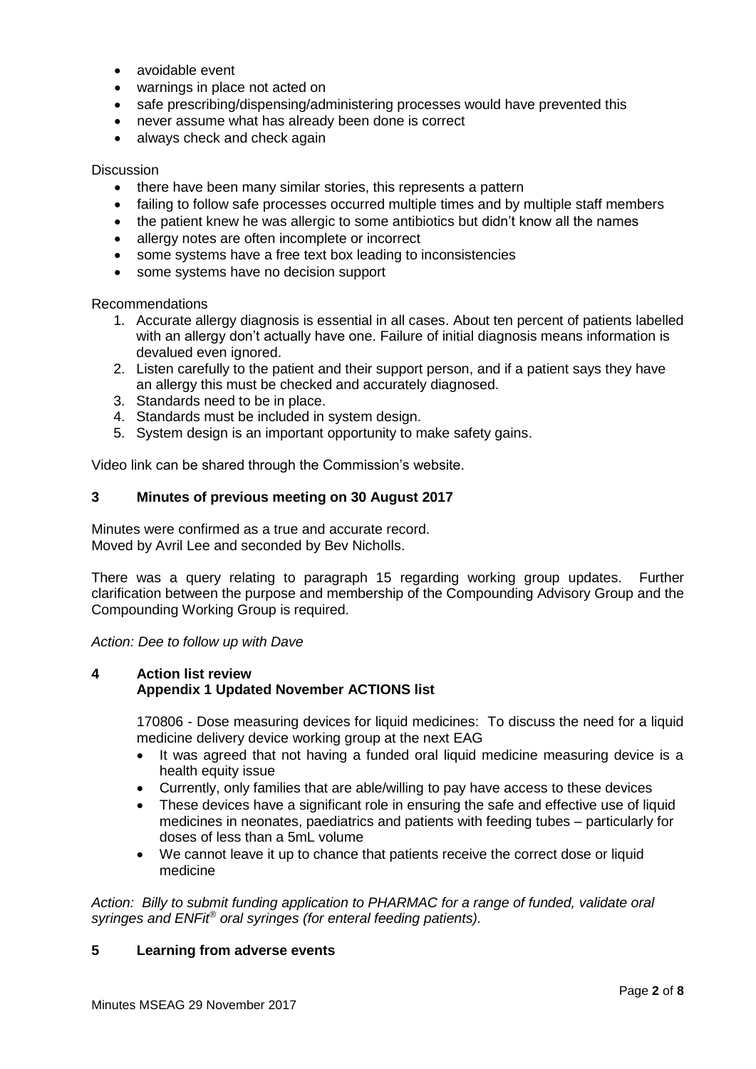- avoidable event
- warnings in place not acted on
- safe prescribing/dispensing/administering processes would have prevented this
- never assume what has already been done is correct
- always check and check again

Discussion

- there have been many similar stories, this represents a pattern
- failing to follow safe processes occurred multiple times and by multiple staff members
- the patient knew he was allergic to some antibiotics but didn't know all the names
- allergy notes are often incomplete or incorrect
- some systems have a free text box leading to inconsistencies
- some systems have no decision support

Recommendations

1. Accurate allergy diagnosis is essential in all cases. About ten percent of patients labelled with an allergy don't actually have one. Failure of initial diagnosis means information is devalued even ignored.
2. Listen carefully to the patient and their support person, and if a patient says they have an allergy this must be checked and accurately diagnosed.
3. Standards need to be in place.
4. Standards must be included in system design.
5. System design is an important opportunity to make safety gains.

Video link can be shared through the Commission's website.

## 3 Minutes of previous meeting on 30 August 2017

Minutes were confirmed as a true and accurate record.
Moved by Avril Lee and seconded by Bev Nicholls.

There was a query relating to paragraph 15 regarding working group updates. Further clarification between the purpose and membership of the Compounding Advisory Group and the Compounding Working Group is required.

*Action: Dee to follow up with Dave*

## 4 Action list review
### Appendix 1 Updated November ACTIONS list

170806 - Dose measuring devices for liquid medicines: To discuss the need for a liquid medicine delivery device working group at the next EAG

- It was agreed that not having a funded oral liquid medicine measuring device is a health equity issue
- Currently, only families that are able/willing to pay have access to these devices
- These devices have a significant role in ensuring the safe and effective use of liquid medicines in neonates, paediatrics and patients with feeding tubes – particularly for doses of less than a 5mL volume
- We cannot leave it up to chance that patients receive the correct dose or liquid medicine

*Action: Billy to submit funding application to PHARMAC for a range of funded, validate oral syringes and ENFit® oral syringes (for enteral feeding patients).*

## 5 Learning from adverse events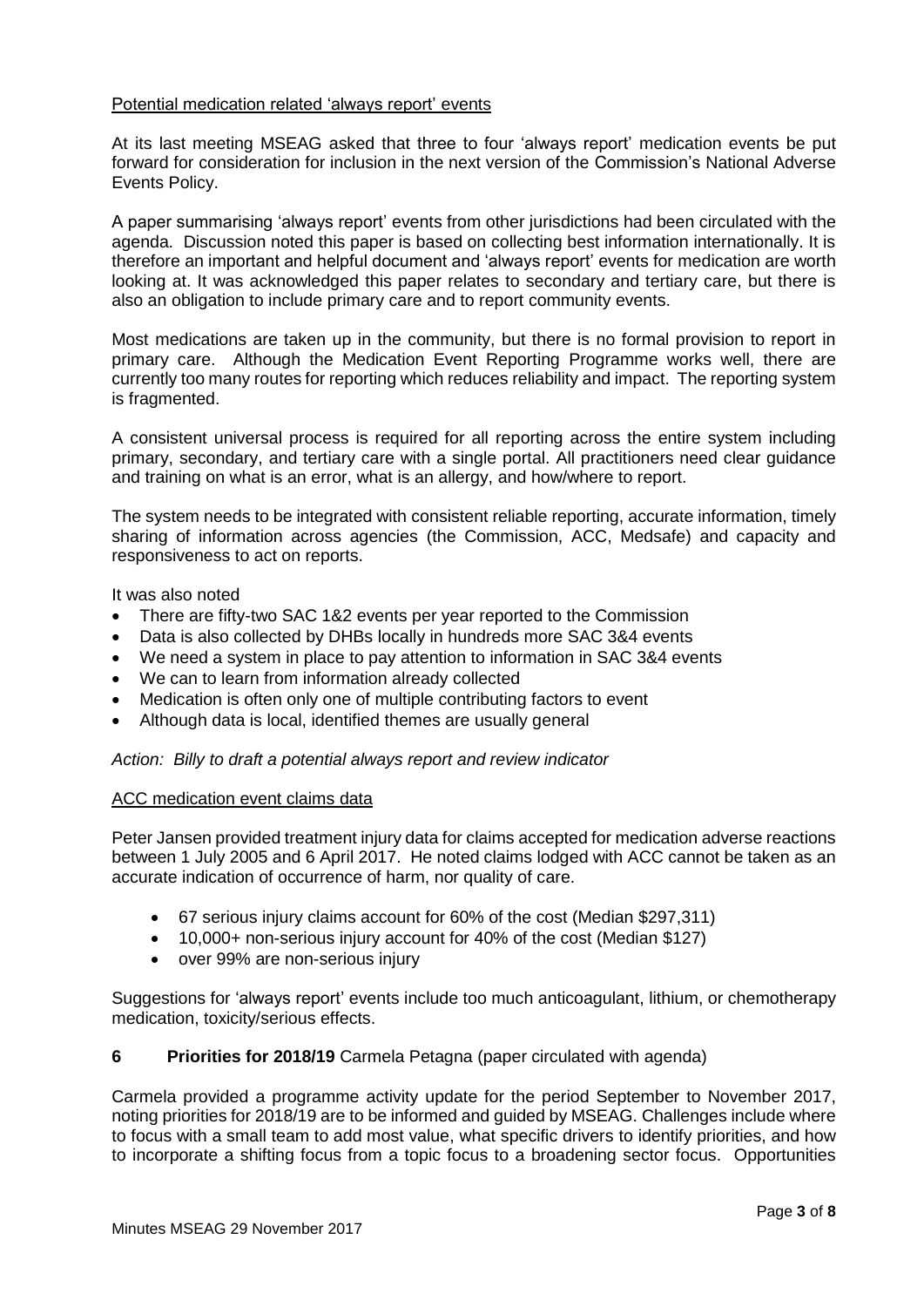Potential medication related 'always report' events

At its last meeting MSEAG asked that three to four 'always report' medication events be put forward for consideration for inclusion in the next version of the Commission's National Adverse Events Policy.

A paper summarising 'always report' events from other jurisdictions had been circulated with the agenda. Discussion noted this paper is based on collecting best information internationally. It is therefore an important and helpful document and 'always report' events for medication are worth looking at. It was acknowledged this paper relates to secondary and tertiary care, but there is also an obligation to include primary care and to report community events.

Most medications are taken up in the community, but there is no formal provision to report in primary care. Although the Medication Event Reporting Programme works well, there are currently too many routes for reporting which reduces reliability and impact. The reporting system is fragmented.

A consistent universal process is required for all reporting across the entire system including primary, secondary, and tertiary care with a single portal. All practitioners need clear guidance and training on what is an error, what is an allergy, and how/where to report.

The system needs to be integrated with consistent reliable reporting, accurate information, timely sharing of information across agencies (the Commission, ACC, Medsafe) and capacity and responsiveness to act on reports.

It was also noted

- There are fifty-two SAC 1&2 events per year reported to the Commission
- Data is also collected by DHBs locally in hundreds more SAC 3&4 events
- We need a system in place to pay attention to information in SAC 3&4 events
- We can to learn from information already collected
- Medication is often only one of multiple contributing factors to event
- Although data is local, identified themes are usually general

*Action: Billy to draft a potential always report and review indicator*

ACC medication event claims data

Peter Jansen provided treatment injury data for claims accepted for medication adverse reactions between 1 July 2005 and 6 April 2017. He noted claims lodged with ACC cannot be taken as an accurate indication of occurrence of harm, nor quality of care.

- 67 serious injury claims account for 60% of the cost (Median $297,311)
- 10,000+ non-serious injury account for 40% of the cost (Median $127)
- over 99% are non-serious injury

Suggestions for 'always report' events include too much anticoagulant, lithium, or chemotherapy medication, toxicity/serious effects.

**6 Priorities for 2018/19** Carmela Petagna (paper circulated with agenda)

Carmela provided a programme activity update for the period September to November 2017, noting priorities for 2018/19 are to be informed and guided by MSEAG. Challenges include where to focus with a small team to add most value, what specific drivers to identify priorities, and how to incorporate a shifting focus from a topic focus to a broadening sector focus. Opportunities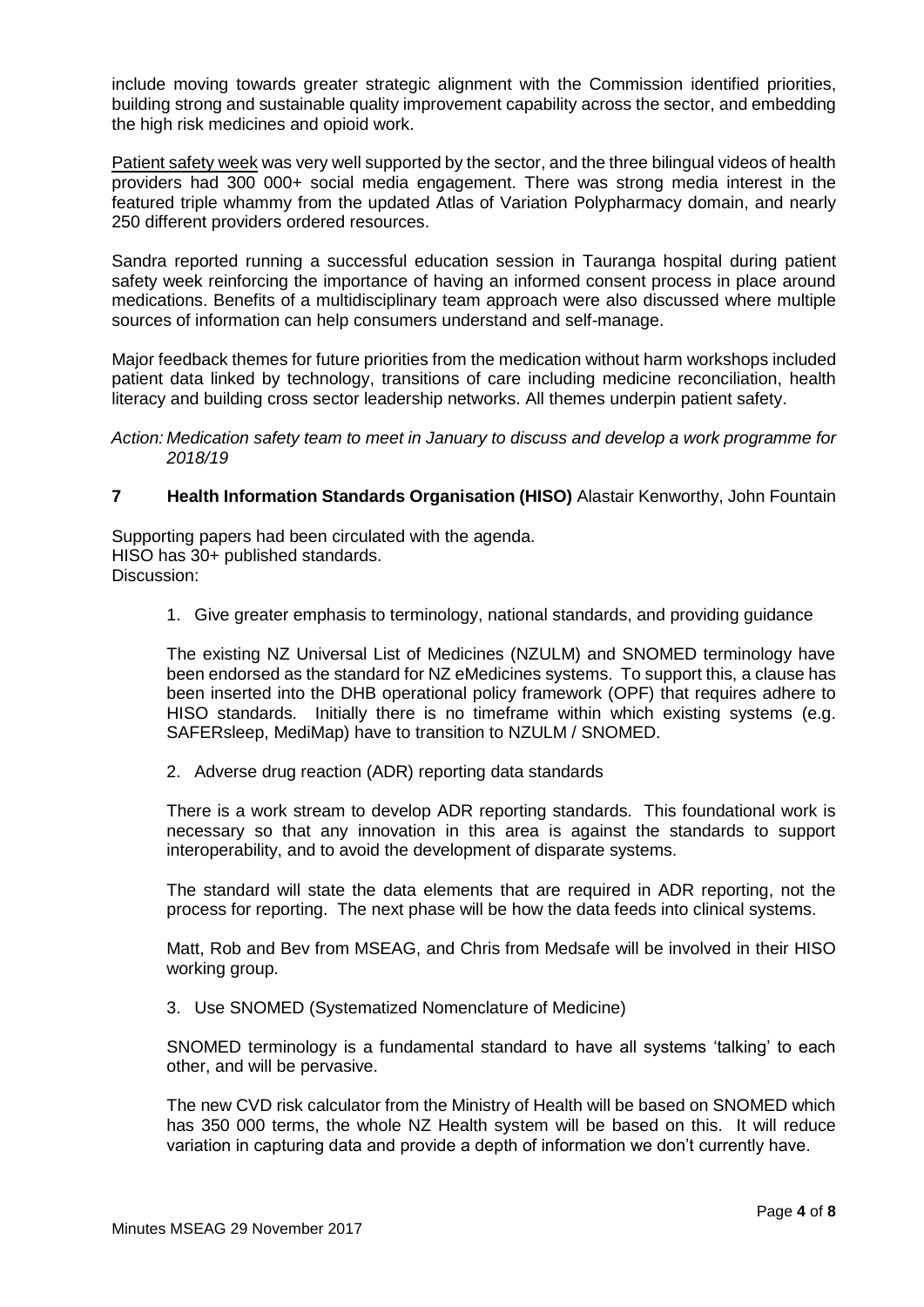include moving towards greater strategic alignment with the Commission identified priorities, building strong and sustainable quality improvement capability across the sector, and embedding the high risk medicines and opioid work.

Patient safety week was very well supported by the sector, and the three bilingual videos of health providers had 300 000+ social media engagement. There was strong media interest in the featured triple whammy from the updated Atlas of Variation Polypharmacy domain, and nearly 250 different providers ordered resources.

Sandra reported running a successful education session in Tauranga hospital during patient safety week reinforcing the importance of having an informed consent process in place around medications. Benefits of a multidisciplinary team approach were also discussed where multiple sources of information can help consumers understand and self-manage.

Major feedback themes for future priorities from the medication without harm workshops included patient data linked by technology, transitions of care including medicine reconciliation, health literacy and building cross sector leadership networks. All themes underpin patient safety.

*Action: Medication safety team to meet in January to discuss and develop a work programme for 2018/19*

## 7 Health Information Standards Organisation (HISO) Alastair Kenworthy, John Fountain

Supporting papers had been circulated with the agenda.
HISO has 30+ published standards.
Discussion:

1. Give greater emphasis to terminology, national standards, and providing guidance

The existing NZ Universal List of Medicines (NZULM) and SNOMED terminology have been endorsed as the standard for NZ eMedicines systems. To support this, a clause has been inserted into the DHB operational policy framework (OPF) that requires adhere to HISO standards. Initially there is no timeframe within which existing systems (e.g. SAFERsleep, MediMap) have to transition to NZULM / SNOMED.

2. Adverse drug reaction (ADR) reporting data standards

There is a work stream to develop ADR reporting standards. This foundational work is necessary so that any innovation in this area is against the standards to support interoperability, and to avoid the development of disparate systems.

The standard will state the data elements that are required in ADR reporting, not the process for reporting. The next phase will be how the data feeds into clinical systems.

Matt, Rob and Bev from MSEAG, and Chris from Medsafe will be involved in their HISO working group.

3. Use SNOMED (Systematized Nomenclature of Medicine)

SNOMED terminology is a fundamental standard to have all systems 'talking' to each other, and will be pervasive.

The new CVD risk calculator from the Ministry of Health will be based on SNOMED which has 350 000 terms, the whole NZ Health system will be based on this. It will reduce variation in capturing data and provide a depth of information we don't currently have.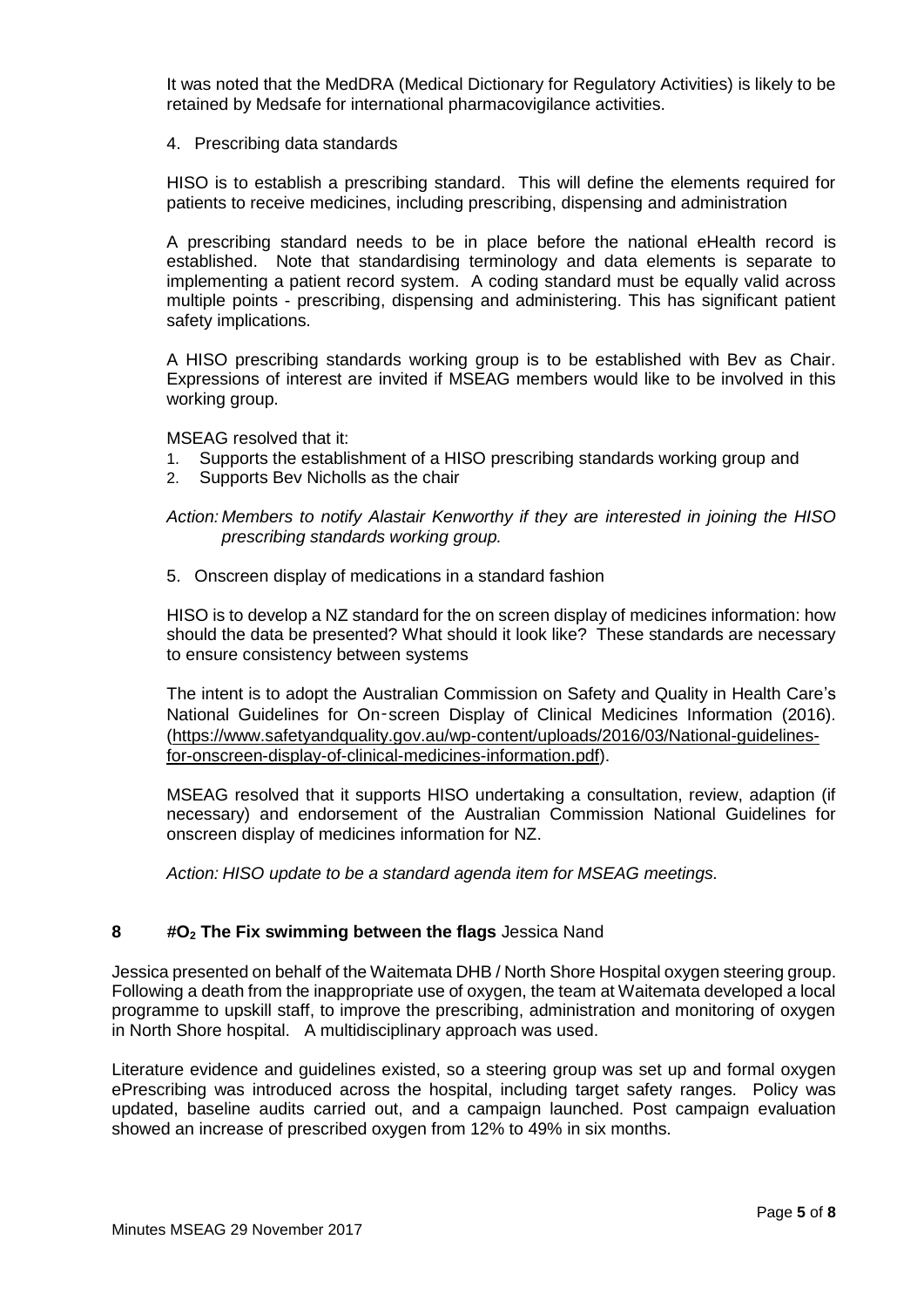It was noted that the MedDRA (Medical Dictionary for Regulatory Activities) is likely to be retained by Medsafe for international pharmacovigilance activities.

4. Prescribing data standards

HISO is to establish a prescribing standard. This will define the elements required for patients to receive medicines, including prescribing, dispensing and administration

A prescribing standard needs to be in place before the national eHealth record is established. Note that standardising terminology and data elements is separate to implementing a patient record system. A coding standard must be equally valid across multiple points - prescribing, dispensing and administering. This has significant patient safety implications.

A HISO prescribing standards working group is to be established with Bev as Chair. Expressions of interest are invited if MSEAG members would like to be involved in this working group.

MSEAG resolved that it:

1. Supports the establishment of a HISO prescribing standards working group and
2. Supports Bev Nicholls as the chair

*Action: Members to notify Alastair Kenworthy if they are interested in joining the HISO prescribing standards working group.*

5. Onscreen display of medications in a standard fashion

HISO is to develop a NZ standard for the on screen display of medicines information: how should the data be presented? What should it look like? These standards are necessary to ensure consistency between systems

The intent is to adopt the Australian Commission on Safety and Quality in Health Care's National Guidelines for On-screen Display of Clinical Medicines Information (2016). (https://www.safetyandquality.gov.au/wp-content/uploads/2016/03/National-guidelines-for-onscreen-display-of-clinical-medicines-information.pdf).

MSEAG resolved that it supports HISO undertaking a consultation, review, adaption (if necessary) and endorsement of the Australian Commission National Guidelines for onscreen display of medicines information for NZ.

*Action: HISO update to be a standard agenda item for MSEAG meetings.*

## 8 #$O_2$ The Fix swimming between the flags Jessica Nand

Jessica presented on behalf of the Waitemata DHB / North Shore Hospital oxygen steering group. Following a death from the inappropriate use of oxygen, the team at Waitemata developed a local programme to upskill staff, to improve the prescribing, administration and monitoring of oxygen in North Shore hospital. A multidisciplinary approach was used.

Literature evidence and guidelines existed, so a steering group was set up and formal oxygen ePrescribing was introduced across the hospital, including target safety ranges. Policy was updated, baseline audits carried out, and a campaign launched. Post campaign evaluation showed an increase of prescribed oxygen from 12% to 49% in six months.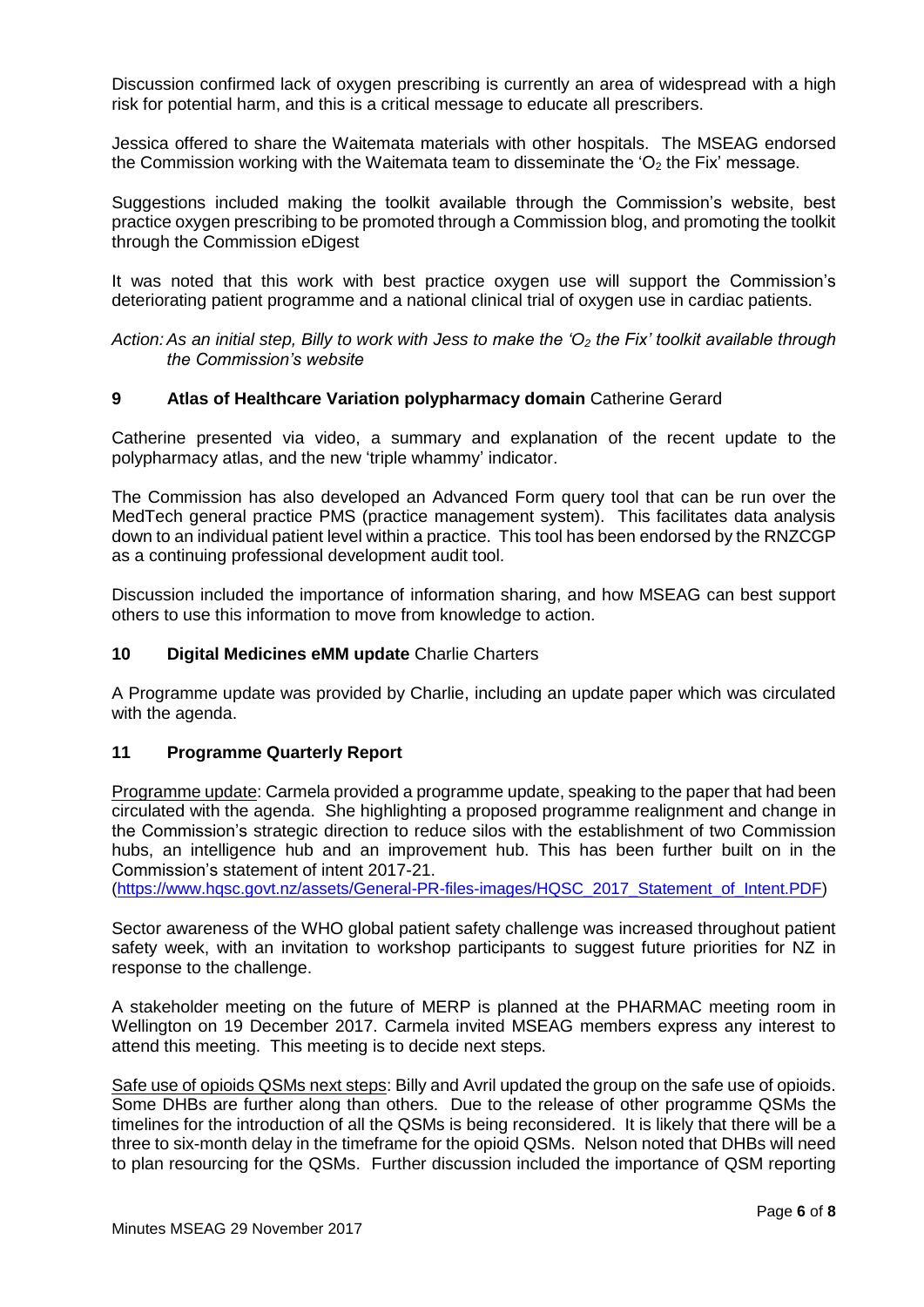Discussion confirmed lack of oxygen prescribing is currently an area of widespread with a high risk for potential harm, and this is a critical message to educate all prescribers.

Jessica offered to share the Waitemata materials with other hospitals. The MSEAG endorsed the Commission working with the Waitemata team to disseminate the '$O_2$ the Fix' message.

Suggestions included making the toolkit available through the Commission's website, best practice oxygen prescribing to be promoted through a Commission blog, and promoting the toolkit through the Commission eDigest

It was noted that this work with best practice oxygen use will support the Commission's deteriorating patient programme and a national clinical trial of oxygen use in cardiac patients.

*Action: As an initial step, Billy to work with Jess to make the '$O_2$ the Fix' toolkit available through the Commission's website*

## 9 Atlas of Healthcare Variation polypharmacy domain Catherine Gerard

Catherine presented via video, a summary and explanation of the recent update to the polypharmacy atlas, and the new 'triple whammy' indicator.

The Commission has also developed an Advanced Form query tool that can be run over the MedTech general practice PMS (practice management system). This facilitates data analysis down to an individual patient level within a practice. This tool has been endorsed by the RNZCGP as a continuing professional development audit tool.

Discussion included the importance of information sharing, and how MSEAG can best support others to use this information to move from knowledge to action.

## 10 Digital Medicines eMM update Charlie Charters

A Programme update was provided by Charlie, including an update paper which was circulated with the agenda.

## 11 Programme Quarterly Report

Programme update: Carmela provided a programme update, speaking to the paper that had been circulated with the agenda. She highlighting a proposed programme realignment and change in the Commission's strategic direction to reduce silos with the establishment of two Commission hubs, an intelligence hub and an improvement hub. This has been further built on in the Commission's statement of intent 2017-21.
(https://www.hqsc.govt.nz/assets/General-PR-files-images/HQSC_2017_Statement_of_Intent.PDF)

Sector awareness of the WHO global patient safety challenge was increased throughout patient safety week, with an invitation to workshop participants to suggest future priorities for NZ in response to the challenge.

A stakeholder meeting on the future of MERP is planned at the PHARMAC meeting room in Wellington on 19 December 2017. Carmela invited MSEAG members express any interest to attend this meeting. This meeting is to decide next steps.

Safe use of opioids QSMs next steps: Billy and Avril updated the group on the safe use of opioids. Some DHBs are further along than others. Due to the release of other programme QSMs the timelines for the introduction of all the QSMs is being reconsidered. It is likely that there will be a three to six-month delay in the timeframe for the opioid QSMs. Nelson noted that DHBs will need to plan resourcing for the QSMs. Further discussion included the importance of QSM reporting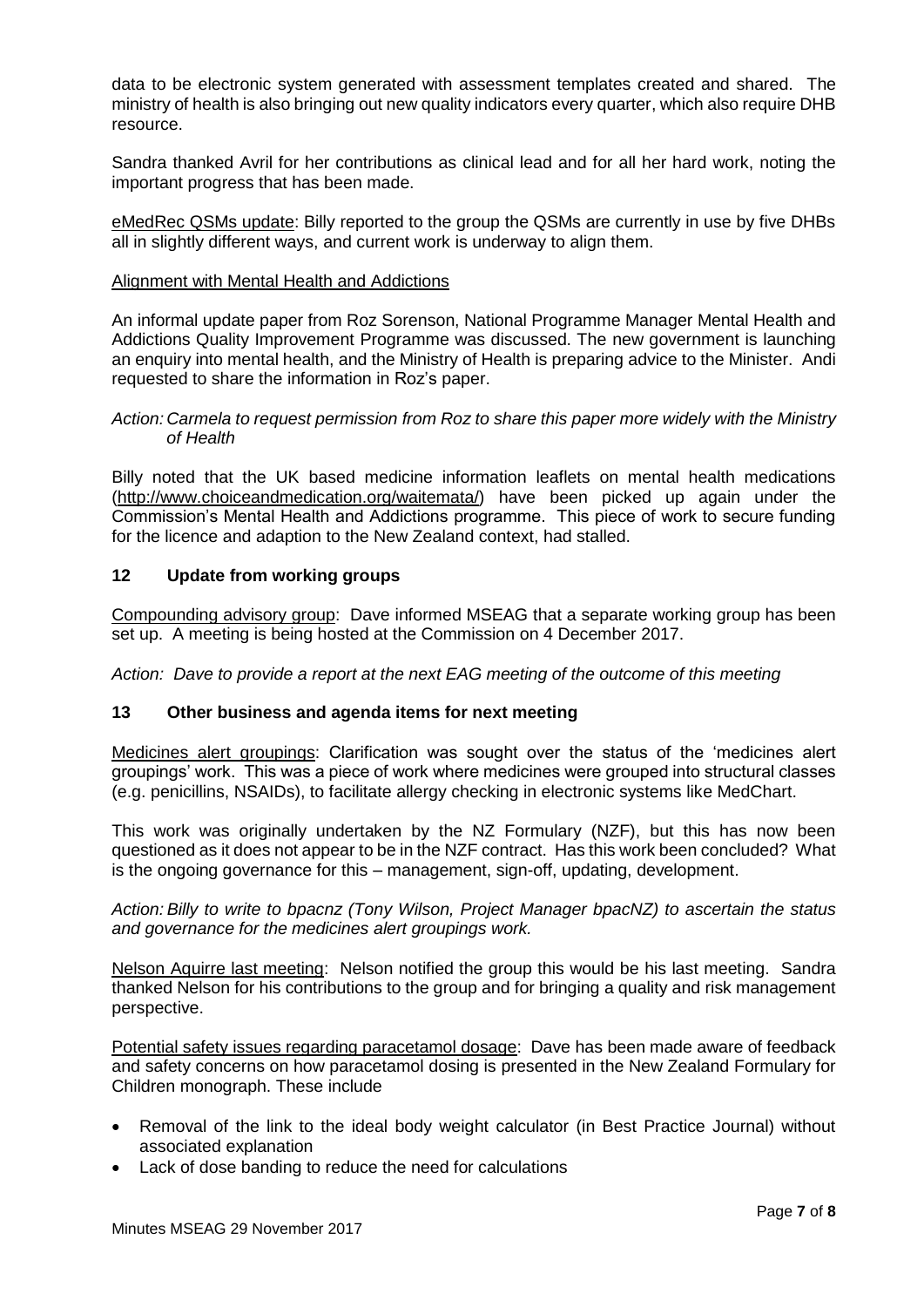data to be electronic system generated with assessment templates created and shared. The ministry of health is also bringing out new quality indicators every quarter, which also require DHB resource.

Sandra thanked Avril for her contributions as clinical lead and for all her hard work, noting the important progress that has been made.

eMedRec QSMs update: Billy reported to the group the QSMs are currently in use by five DHBs all in slightly different ways, and current work is underway to align them.

Alignment with Mental Health and Addictions

An informal update paper from Roz Sorenson, National Programme Manager Mental Health and Addictions Quality Improvement Programme was discussed. The new government is launching an enquiry into mental health, and the Ministry of Health is preparing advice to the Minister. Andi requested to share the information in Roz's paper.

*Action: Carmela to request permission from Roz to share this paper more widely with the Ministry of Health*

Billy noted that the UK based medicine information leaflets on mental health medications (http://www.choiceandmedication.org/waitemata/) have been picked up again under the Commission's Mental Health and Addictions programme. This piece of work to secure funding for the licence and adaption to the New Zealand context, had stalled.

## 12 Update from working groups

Compounding advisory group: Dave informed MSEAG that a separate working group has been set up. A meeting is being hosted at the Commission on 4 December 2017.

*Action: Dave to provide a report at the next EAG meeting of the outcome of this meeting*

## 13 Other business and agenda items for next meeting

Medicines alert groupings: Clarification was sought over the status of the 'medicines alert groupings' work. This was a piece of work where medicines were grouped into structural classes (e.g. penicillins, NSAIDs), to facilitate allergy checking in electronic systems like MedChart.

This work was originally undertaken by the NZ Formulary (NZF), but this has now been questioned as it does not appear to be in the NZF contract. Has this work been concluded? What is the ongoing governance for this – management, sign-off, updating, development.

*Action: Billy to write to bpacnz (Tony Wilson, Project Manager bpacNZ) to ascertain the status and governance for the medicines alert groupings work.*

Nelson Aquirre last meeting: Nelson notified the group this would be his last meeting. Sandra thanked Nelson for his contributions to the group and for bringing a quality and risk management perspective.

Potential safety issues regarding paracetamol dosage: Dave has been made aware of feedback and safety concerns on how paracetamol dosing is presented in the New Zealand Formulary for Children monograph. These include

- Removal of the link to the ideal body weight calculator (in Best Practice Journal) without associated explanation
- Lack of dose banding to reduce the need for calculations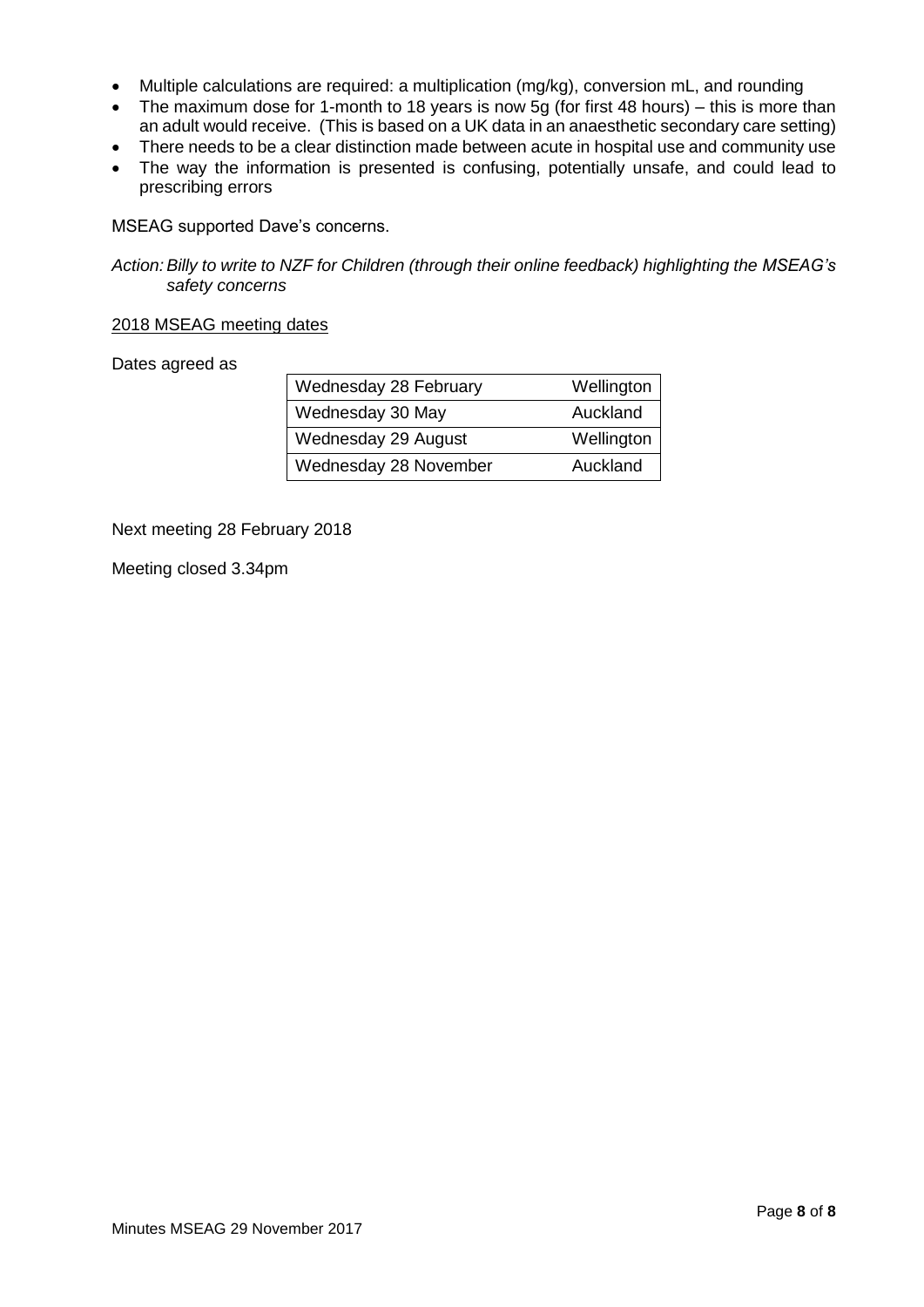- Multiple calculations are required: a multiplication (mg/kg), conversion mL, and rounding
- The maximum dose for 1-month to 18 years is now 5g (for first 48 hours) – this is more than an adult would receive. (This is based on a UK data in an anaesthetic secondary care setting)
- There needs to be a clear distinction made between acute in hospital use and community use
- The way the information is presented is confusing, potentially unsafe, and could lead to prescribing errors

MSEAG supported Dave's concerns.

*Action: Billy to write to NZF for Children (through their online feedback) highlighting the MSEAG's safety concerns*

<u>2018 MSEAG meeting dates</u>

Dates agreed as

| | |
|---|---|
| Wednesday 28 February | Wellington |
| Wednesday 30 May | Auckland |
| Wednesday 29 August | Wellington |
| Wednesday 28 November | Auckland |

Next meeting 28 February 2018

Meeting closed 3.34pm

Minutes MSEAG 29 November 2017